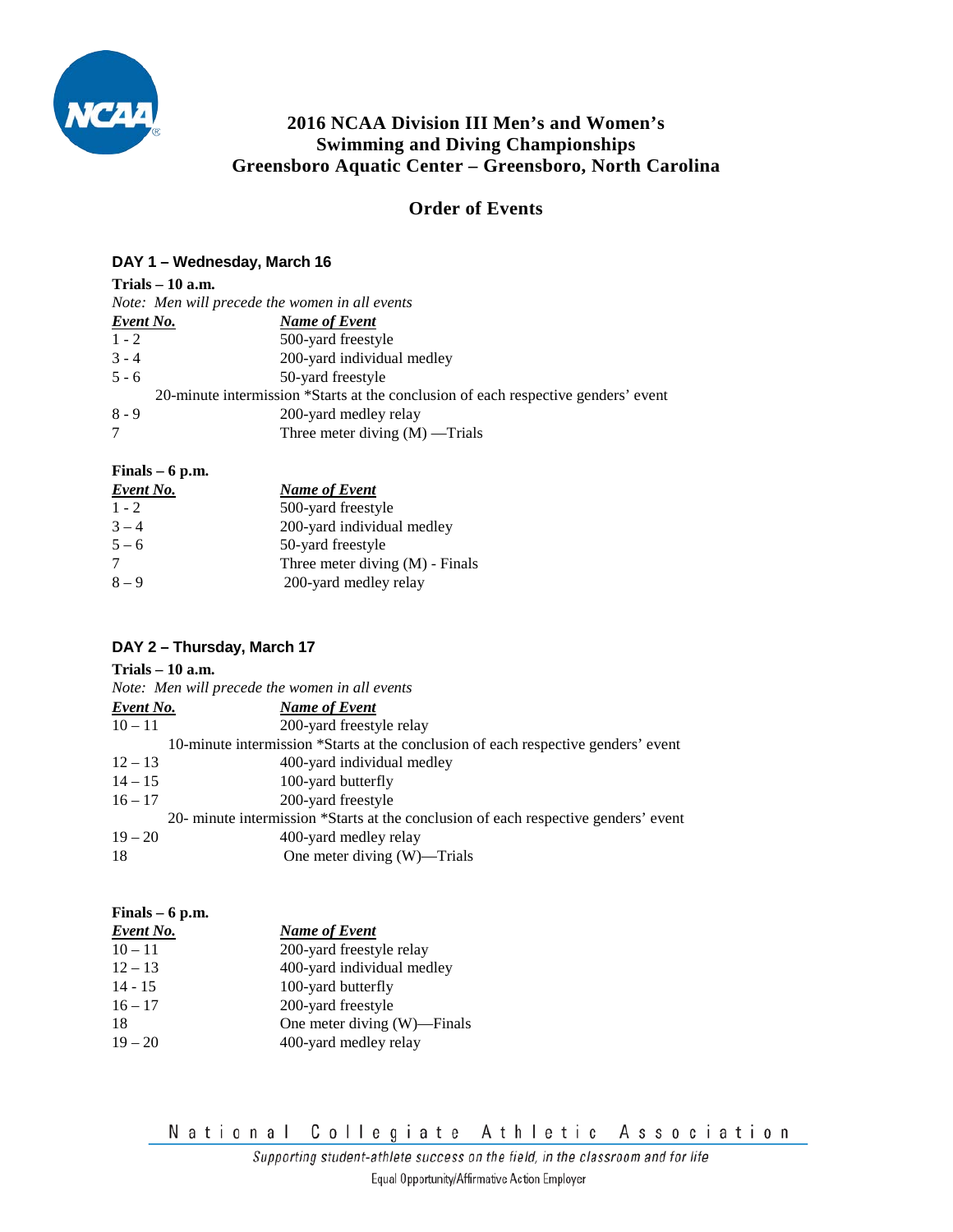# 2016 NCAA Division III Men's and Women's Swimming and Diving Championships
## Greensboro Aquatic Center – Greensboro, North Carolina

## Order of Events

### DAY 1 – Wednesday, March 16

**Trials – 10 a.m.**

*Note: Men will precede the women in all events*

| *Event No.* | *Name of Event* |
|---|---|
| 1 - 2 | 500-yard freestyle |
| 3 - 4 | 200-yard individual medley |
| 5 - 6 | 50-yard freestyle |
| | 20-minute intermission *Starts at the conclusion of each respective genders' event |
| 8 - 9 | 200-yard medley relay |
| 7 | Three meter diving (M) —Trials |

**Finals – 6 p.m.**

| *Event No.* | *Name of Event* |
|---|---|
| 1 - 2 | 500-yard freestyle |
| 3 – 4 | 200-yard individual medley |
| 5 – 6 | 50-yard freestyle |
| 7 | Three meter diving (M) - Finals |
| 8 – 9 | 200-yard medley relay |

### DAY 2 – Thursday, March 17

**Trials – 10 a.m.**

*Note: Men will precede the women in all events*

| *Event No.* | *Name of Event* |
|---|---|
| 10 – 11 | 200-yard freestyle relay |
| | 10-minute intermission *Starts at the conclusion of each respective genders' event |
| 12 – 13 | 400-yard individual medley |
| 14 – 15 | 100-yard butterfly |
| 16 – 17 | 200-yard freestyle |
| | 20- minute intermission *Starts at the conclusion of each respective genders' event |
| 19 – 20 | 400-yard medley relay |
| 18 | One meter diving (W)—Trials |

**Finals – 6 p.m.**

| *Event No.* | *Name of Event* |
|---|---|
| 10 – 11 | 200-yard freestyle relay |
| 12 – 13 | 400-yard individual medley |
| 14 - 15 | 100-yard butterfly |
| 16 – 17 | 200-yard freestyle |
| 18 | One meter diving (W)—Finals |
| 19 – 20 | 400-yard medley relay |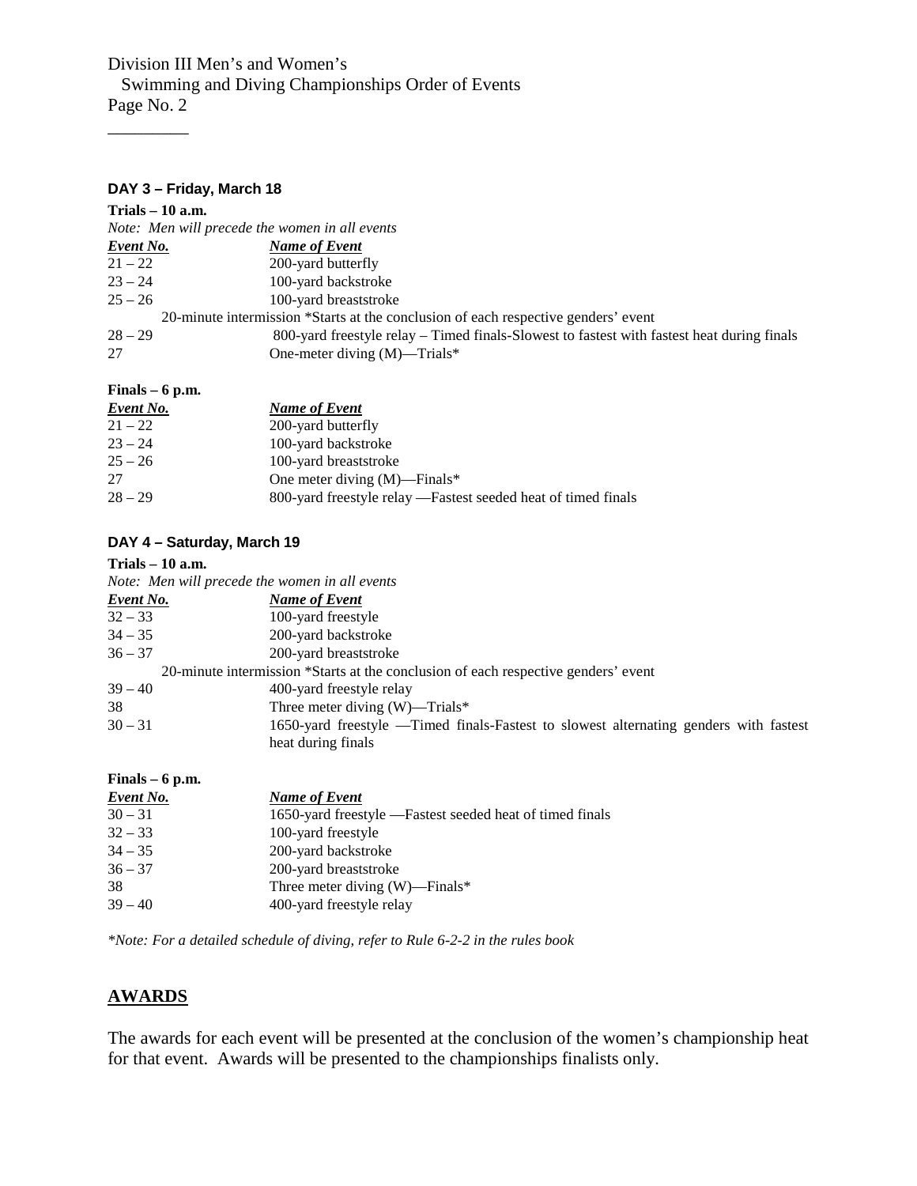**DAY 3 – Friday, March 18**

**Trials – 10 a.m.**

*Note: Men will precede the women in all events*

| *Event No.* | *Name of Event* |
| --- | --- |
| 21 – 22 | 200-yard butterfly |
| 23 – 24 | 100-yard backstroke |
| 25 – 26 | 100-yard breaststroke |
| | 20-minute intermission *Starts at the conclusion of each respective genders' event |
| 28 – 29 | 800-yard freestyle relay – Timed finals-Slowest to fastest with fastest heat during finals |
| 27 | One-meter diving (M)—Trials* |

**Finals – 6 p.m.**

| *Event No.* | *Name of Event* |
| --- | --- |
| 21 – 22 | 200-yard butterfly |
| 23 – 24 | 100-yard backstroke |
| 25 – 26 | 100-yard breaststroke |
| 27 | One meter diving (M)—Finals* |
| 28 – 29 | 800-yard freestyle relay —Fastest seeded heat of timed finals |

**DAY 4 – Saturday, March 19**

**Trials – 10 a.m.**

*Note: Men will precede the women in all events*

| *Event No.* | *Name of Event* |
| --- | --- |
| 32 – 33 | 100-yard freestyle |
| 34 – 35 | 200-yard backstroke |
| 36 – 37 | 200-yard breaststroke |
| | 20-minute intermission *Starts at the conclusion of each respective genders' event |
| 39 – 40 | 400-yard freestyle relay |
| 38 | Three meter diving (W)—Trials* |
| 30 – 31 | 1650-yard freestyle —Timed finals-Fastest to slowest alternating genders with fastest heat during finals |

**Finals – 6 p.m.**

| *Event No.* | *Name of Event* |
| --- | --- |
| 30 – 31 | 1650-yard freestyle —Fastest seeded heat of timed finals |
| 32 – 33 | 100-yard freestyle |
| 34 – 35 | 200-yard backstroke |
| 36 – 37 | 200-yard breaststroke |
| 38 | Three meter diving (W)—Finals* |
| 39 – 40 | 400-yard freestyle relay |

*\*Note: For a detailed schedule of diving, refer to Rule 6-2-2 in the rules book*

## AWARDS

The awards for each event will be presented at the conclusion of the women's championship heat for that event. Awards will be presented to the championships finalists only.